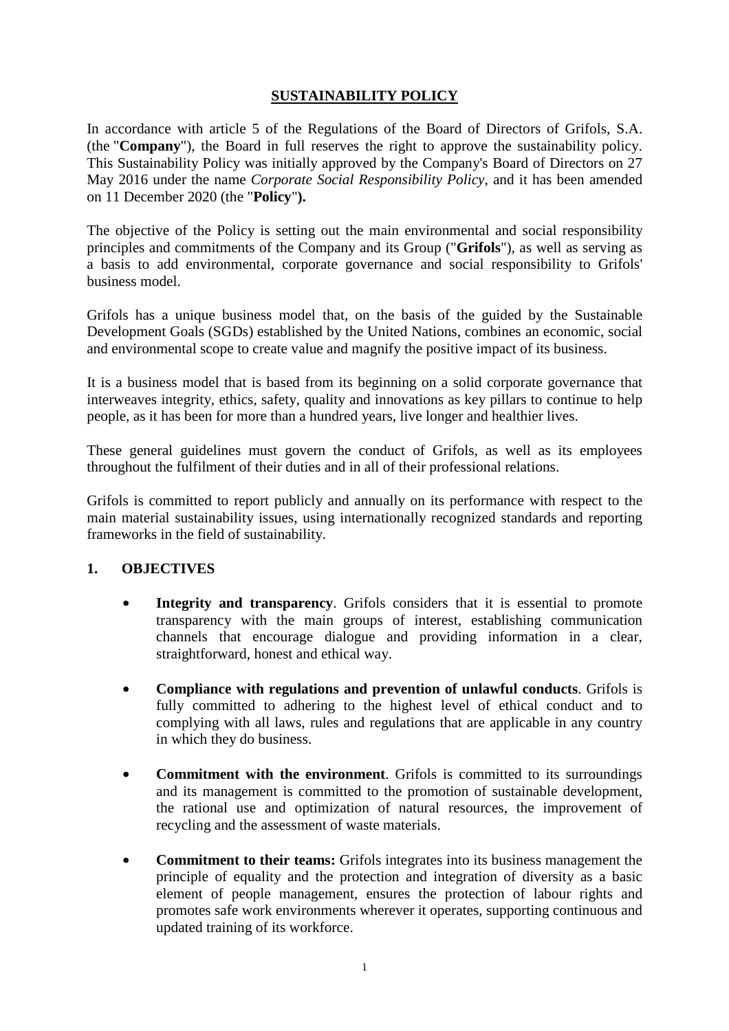# SUSTAINABILITY POLICY

In accordance with article 5 of the Regulations of the Board of Directors of Grifols, S.A. (the "**Company**"), the Board in full reserves the right to approve the sustainability policy. This Sustainability Policy was initially approved by the Company's Board of Directors on 27 May 2016 under the name *Corporate Social Responsibility Policy*, and it has been amended on 11 December 2020 (the "**Policy**"**).**

The objective of the Policy is setting out the main environmental and social responsibility principles and commitments of the Company and its Group ("**Grifols**"), as well as serving as a basis to add environmental, corporate governance and social responsibility to Grifols' business model.

Grifols has a unique business model that, on the basis of the guided by the Sustainable Development Goals (SGDs) established by the United Nations, combines an economic, social and environmental scope to create value and magnify the positive impact of its business.

It is a business model that is based from its beginning on a solid corporate governance that interweaves integrity, ethics, safety, quality and innovations as key pillars to continue to help people, as it has been for more than a hundred years, live longer and healthier lives.

These general guidelines must govern the conduct of Grifols, as well as its employees throughout the fulfilment of their duties and in all of their professional relations.

Grifols is committed to report publicly and annually on its performance with respect to the main material sustainability issues, using internationally recognized standards and reporting frameworks in the field of sustainability.

## 1. OBJECTIVES

- **Integrity and transparency**. Grifols considers that it is essential to promote transparency with the main groups of interest, establishing communication channels that encourage dialogue and providing information in a clear, straightforward, honest and ethical way.

- **Compliance with regulations and prevention of unlawful conducts**. Grifols is fully committed to adhering to the highest level of ethical conduct and to complying with all laws, rules and regulations that are applicable in any country in which they do business.

- **Commitment with the environment**. Grifols is committed to its surroundings and its management is committed to the promotion of sustainable development, the rational use and optimization of natural resources, the improvement of recycling and the assessment of waste materials.

- **Commitment to their teams:** Grifols integrates into its business management the principle of equality and the protection and integration of diversity as a basic element of people management, ensures the protection of labour rights and promotes safe work environments wherever it operates, supporting continuous and updated training of its workforce.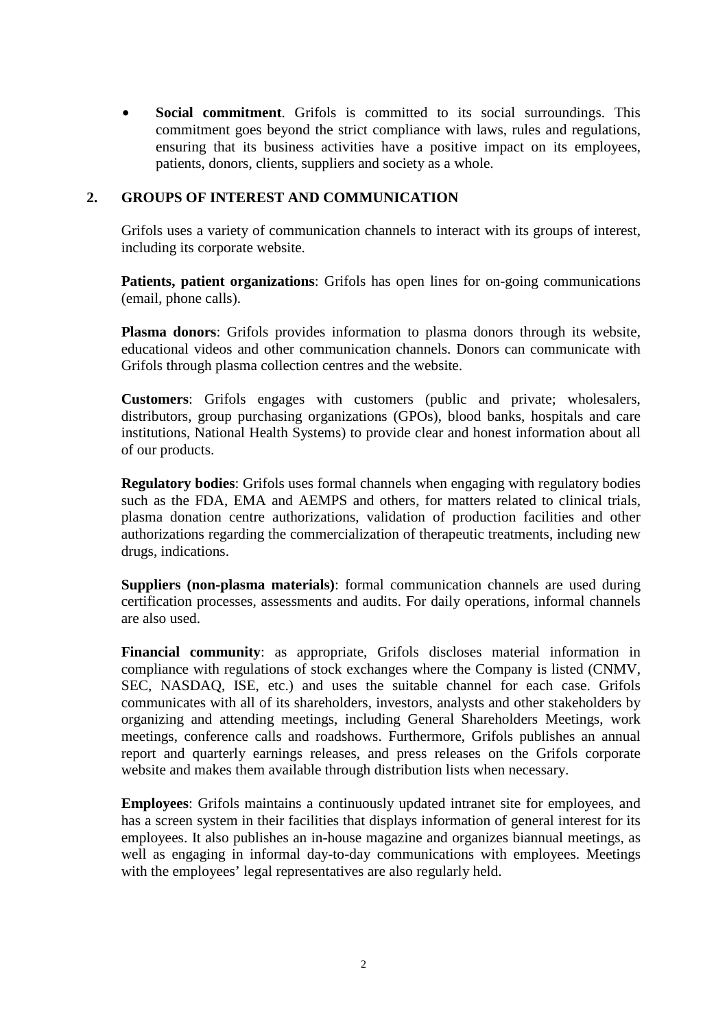- **Social commitment**. Grifols is committed to its social surroundings. This commitment goes beyond the strict compliance with laws, rules and regulations, ensuring that its business activities have a positive impact on its employees, patients, donors, clients, suppliers and society as a whole.

## 2. GROUPS OF INTEREST AND COMMUNICATION

Grifols uses a variety of communication channels to interact with its groups of interest, including its corporate website.

**Patients, patient organizations**: Grifols has open lines for on-going communications (email, phone calls).

**Plasma donors**: Grifols provides information to plasma donors through its website, educational videos and other communication channels. Donors can communicate with Grifols through plasma collection centres and the website.

**Customers**: Grifols engages with customers (public and private; wholesalers, distributors, group purchasing organizations (GPOs), blood banks, hospitals and care institutions, National Health Systems) to provide clear and honest information about all of our products.

**Regulatory bodies**: Grifols uses formal channels when engaging with regulatory bodies such as the FDA, EMA and AEMPS and others, for matters related to clinical trials, plasma donation centre authorizations, validation of production facilities and other authorizations regarding the commercialization of therapeutic treatments, including new drugs, indications.

**Suppliers (non-plasma materials)**: formal communication channels are used during certification processes, assessments and audits. For daily operations, informal channels are also used.

**Financial community**: as appropriate, Grifols discloses material information in compliance with regulations of stock exchanges where the Company is listed (CNMV, SEC, NASDAQ, ISE, etc.) and uses the suitable channel for each case. Grifols communicates with all of its shareholders, investors, analysts and other stakeholders by organizing and attending meetings, including General Shareholders Meetings, work meetings, conference calls and roadshows. Furthermore, Grifols publishes an annual report and quarterly earnings releases, and press releases on the Grifols corporate website and makes them available through distribution lists when necessary.

**Employees**: Grifols maintains a continuously updated intranet site for employees, and has a screen system in their facilities that displays information of general interest for its employees. It also publishes an in-house magazine and organizes biannual meetings, as well as engaging in informal day-to-day communications with employees. Meetings with the employees' legal representatives are also regularly held.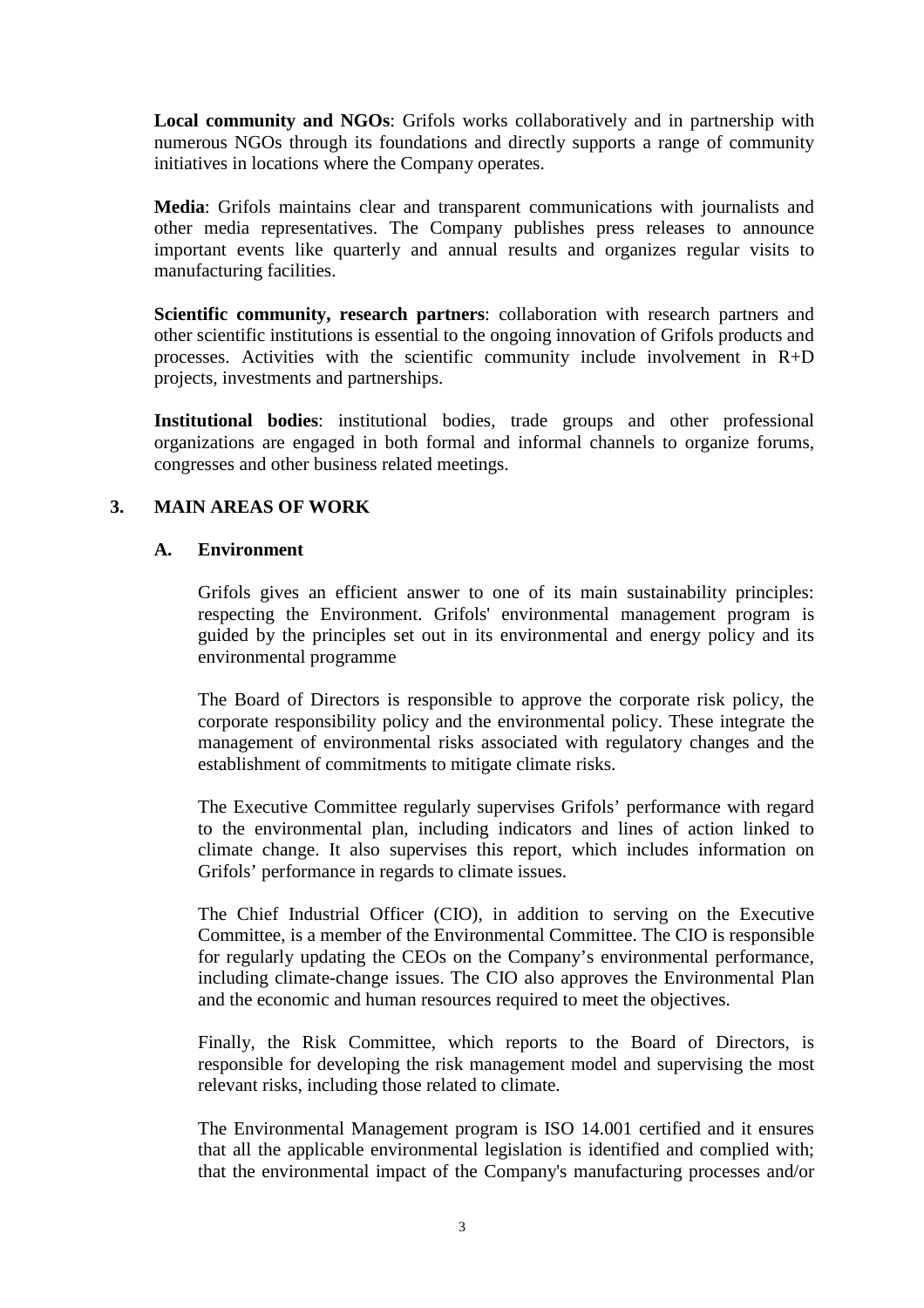**Local community and NGOs**: Grifols works collaboratively and in partnership with numerous NGOs through its foundations and directly supports a range of community initiatives in locations where the Company operates.

**Media**: Grifols maintains clear and transparent communications with journalists and other media representatives. The Company publishes press releases to announce important events like quarterly and annual results and organizes regular visits to manufacturing facilities.

**Scientific community, research partners**: collaboration with research partners and other scientific institutions is essential to the ongoing innovation of Grifols products and processes. Activities with the scientific community include involvement in R+D projects, investments and partnerships.

**Institutional bodies**: institutional bodies, trade groups and other professional organizations are engaged in both formal and informal channels to organize forums, congresses and other business related meetings.

## 3. MAIN AREAS OF WORK

### A. Environment

Grifols gives an efficient answer to one of its main sustainability principles: respecting the Environment. Grifols' environmental management program is guided by the principles set out in its environmental and energy policy and its environmental programme

The Board of Directors is responsible to approve the corporate risk policy, the corporate responsibility policy and the environmental policy. These integrate the management of environmental risks associated with regulatory changes and the establishment of commitments to mitigate climate risks.

The Executive Committee regularly supervises Grifols' performance with regard to the environmental plan, including indicators and lines of action linked to climate change. It also supervises this report, which includes information on Grifols' performance in regards to climate issues.

The Chief Industrial Officer (CIO), in addition to serving on the Executive Committee, is a member of the Environmental Committee. The CIO is responsible for regularly updating the CEOs on the Company's environmental performance, including climate-change issues. The CIO also approves the Environmental Plan and the economic and human resources required to meet the objectives.

Finally, the Risk Committee, which reports to the Board of Directors, is responsible for developing the risk management model and supervising the most relevant risks, including those related to climate.

The Environmental Management program is ISO 14.001 certified and it ensures that all the applicable environmental legislation is identified and complied with; that the environmental impact of the Company's manufacturing processes and/or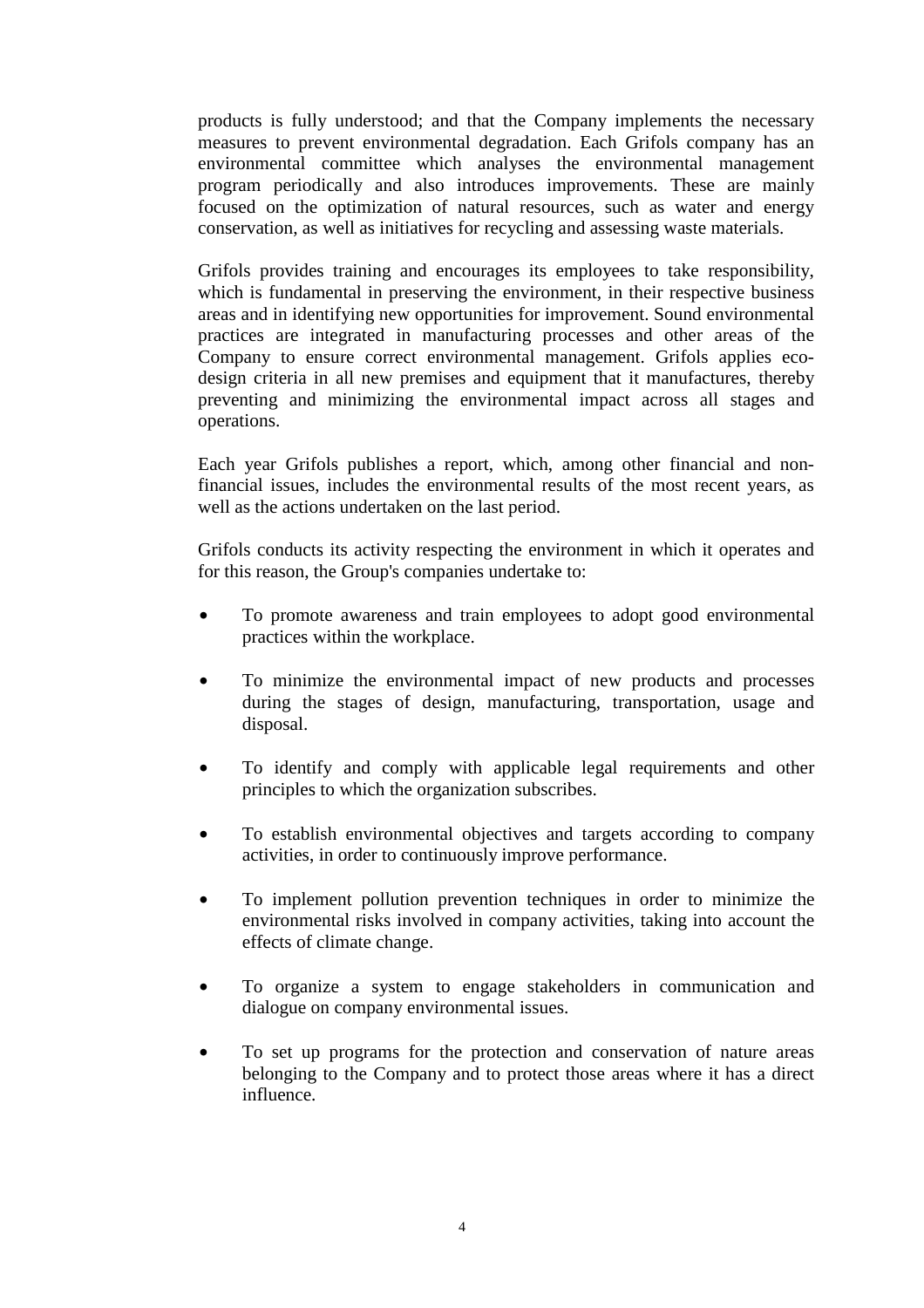products is fully understood; and that the Company implements the necessary measures to prevent environmental degradation. Each Grifols company has an environmental committee which analyses the environmental management program periodically and also introduces improvements. These are mainly focused on the optimization of natural resources, such as water and energy conservation, as well as initiatives for recycling and assessing waste materials.

Grifols provides training and encourages its employees to take responsibility, which is fundamental in preserving the environment, in their respective business areas and in identifying new opportunities for improvement. Sound environmental practices are integrated in manufacturing processes and other areas of the Company to ensure correct environmental management. Grifols applies eco-design criteria in all new premises and equipment that it manufactures, thereby preventing and minimizing the environmental impact across all stages and operations.

Each year Grifols publishes a report, which, among other financial and non-financial issues, includes the environmental results of the most recent years, as well as the actions undertaken on the last period.

Grifols conducts its activity respecting the environment in which it operates and for this reason, the Group's companies undertake to:

- To promote awareness and train employees to adopt good environmental practices within the workplace.
- To minimize the environmental impact of new products and processes during the stages of design, manufacturing, transportation, usage and disposal.
- To identify and comply with applicable legal requirements and other principles to which the organization subscribes.
- To establish environmental objectives and targets according to company activities, in order to continuously improve performance.
- To implement pollution prevention techniques in order to minimize the environmental risks involved in company activities, taking into account the effects of climate change.
- To organize a system to engage stakeholders in communication and dialogue on company environmental issues.
- To set up programs for the protection and conservation of nature areas belonging to the Company and to protect those areas where it has a direct influence.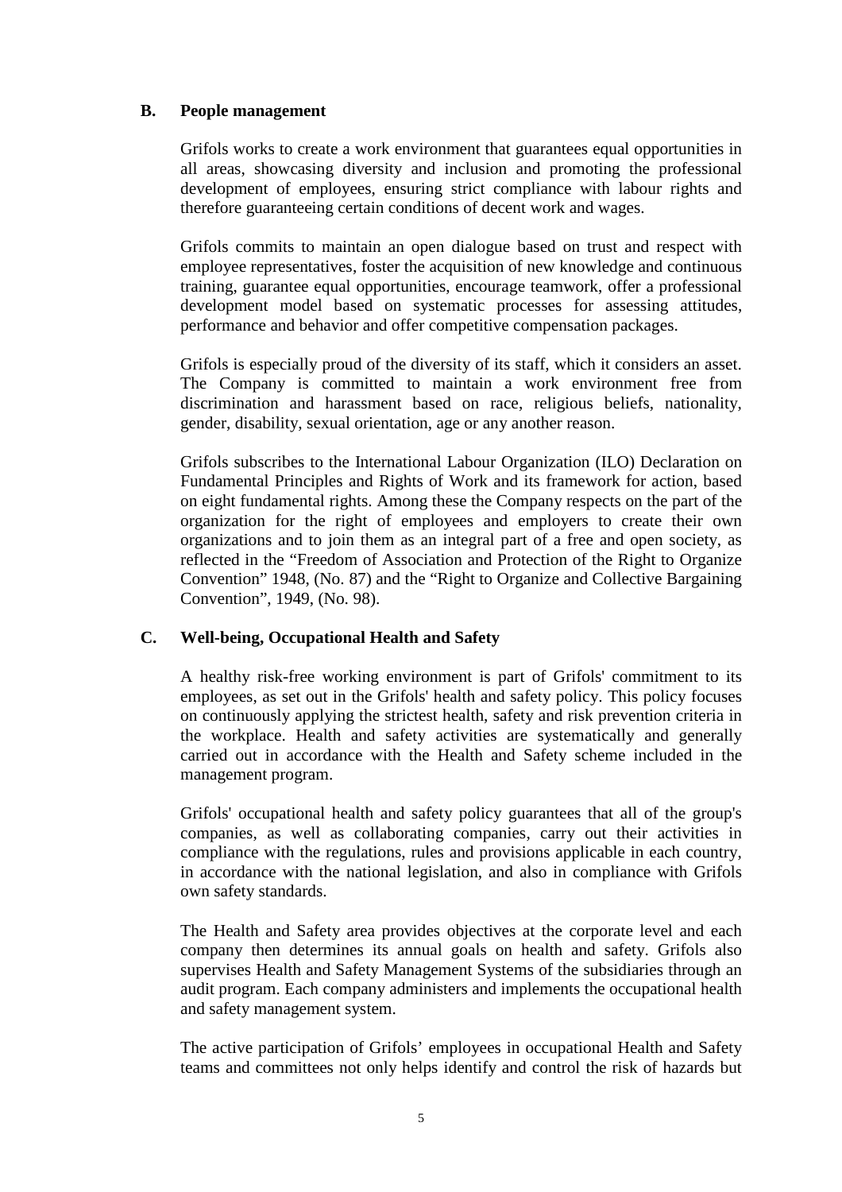## B. People management

Grifols works to create a work environment that guarantees equal opportunities in all areas, showcasing diversity and inclusion and promoting the professional development of employees, ensuring strict compliance with labour rights and therefore guaranteeing certain conditions of decent work and wages.

Grifols commits to maintain an open dialogue based on trust and respect with employee representatives, foster the acquisition of new knowledge and continuous training, guarantee equal opportunities, encourage teamwork, offer a professional development model based on systematic processes for assessing attitudes, performance and behavior and offer competitive compensation packages.

Grifols is especially proud of the diversity of its staff, which it considers an asset. The Company is committed to maintain a work environment free from discrimination and harassment based on race, religious beliefs, nationality, gender, disability, sexual orientation, age or any another reason.

Grifols subscribes to the International Labour Organization (ILO) Declaration on Fundamental Principles and Rights of Work and its framework for action, based on eight fundamental rights. Among these the Company respects on the part of the organization for the right of employees and employers to create their own organizations and to join them as an integral part of a free and open society, as reflected in the "Freedom of Association and Protection of the Right to Organize Convention" 1948, (No. 87) and the "Right to Organize and Collective Bargaining Convention", 1949, (No. 98).

## C. Well-being, Occupational Health and Safety

A healthy risk-free working environment is part of Grifols' commitment to its employees, as set out in the Grifols' health and safety policy. This policy focuses on continuously applying the strictest health, safety and risk prevention criteria in the workplace. Health and safety activities are systematically and generally carried out in accordance with the Health and Safety scheme included in the management program.

Grifols' occupational health and safety policy guarantees that all of the group's companies, as well as collaborating companies, carry out their activities in compliance with the regulations, rules and provisions applicable in each country, in accordance with the national legislation, and also in compliance with Grifols own safety standards.

The Health and Safety area provides objectives at the corporate level and each company then determines its annual goals on health and safety. Grifols also supervises Health and Safety Management Systems of the subsidiaries through an audit program. Each company administers and implements the occupational health and safety management system.

The active participation of Grifols' employees in occupational Health and Safety teams and committees not only helps identify and control the risk of hazards but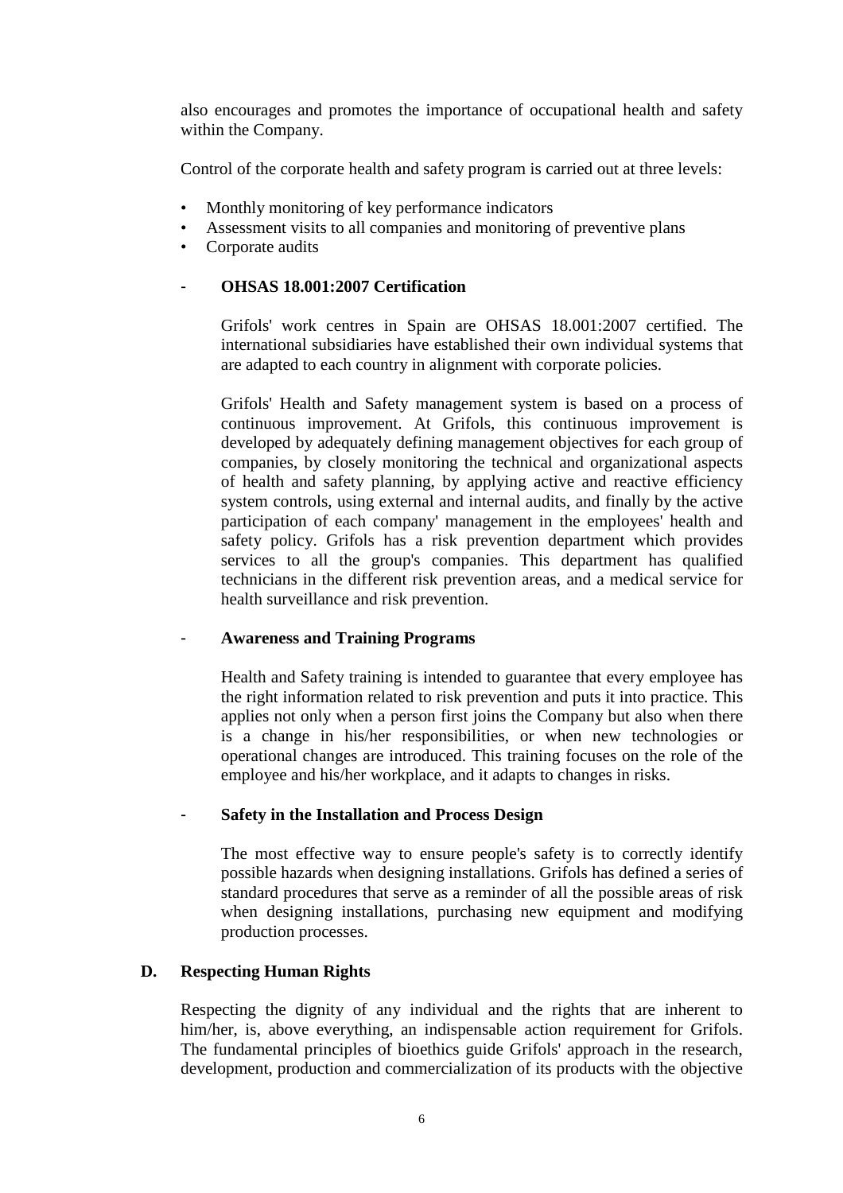also encourages and promotes the importance of occupational health and safety within the Company.

Control of the corporate health and safety program is carried out at three levels:

- Monthly monitoring of key performance indicators
- Assessment visits to all companies and monitoring of preventive plans
- Corporate audits

- **OHSAS 18.001:2007 Certification**

  Grifols' work centres in Spain are OHSAS 18.001:2007 certified. The international subsidiaries have established their own individual systems that are adapted to each country in alignment with corporate policies.

  Grifols' Health and Safety management system is based on a process of continuous improvement. At Grifols, this continuous improvement is developed by adequately defining management objectives for each group of companies, by closely monitoring the technical and organizational aspects of health and safety planning, by applying active and reactive efficiency system controls, using external and internal audits, and finally by the active participation of each company' management in the employees' health and safety policy. Grifols has a risk prevention department which provides services to all the group's companies. This department has qualified technicians in the different risk prevention areas, and a medical service for health surveillance and risk prevention.

- **Awareness and Training Programs**

  Health and Safety training is intended to guarantee that every employee has the right information related to risk prevention and puts it into practice. This applies not only when a person first joins the Company but also when there is a change in his/her responsibilities, or when new technologies or operational changes are introduced. This training focuses on the role of the employee and his/her workplace, and it adapts to changes in risks.

- **Safety in the Installation and Process Design**

  The most effective way to ensure people's safety is to correctly identify possible hazards when designing installations. Grifols has defined a series of standard procedures that serve as a reminder of all the possible areas of risk when designing installations, purchasing new equipment and modifying production processes.

**D. Respecting Human Rights**

Respecting the dignity of any individual and the rights that are inherent to him/her, is, above everything, an indispensable action requirement for Grifols. The fundamental principles of bioethics guide Grifols' approach in the research, development, production and commercialization of its products with the objective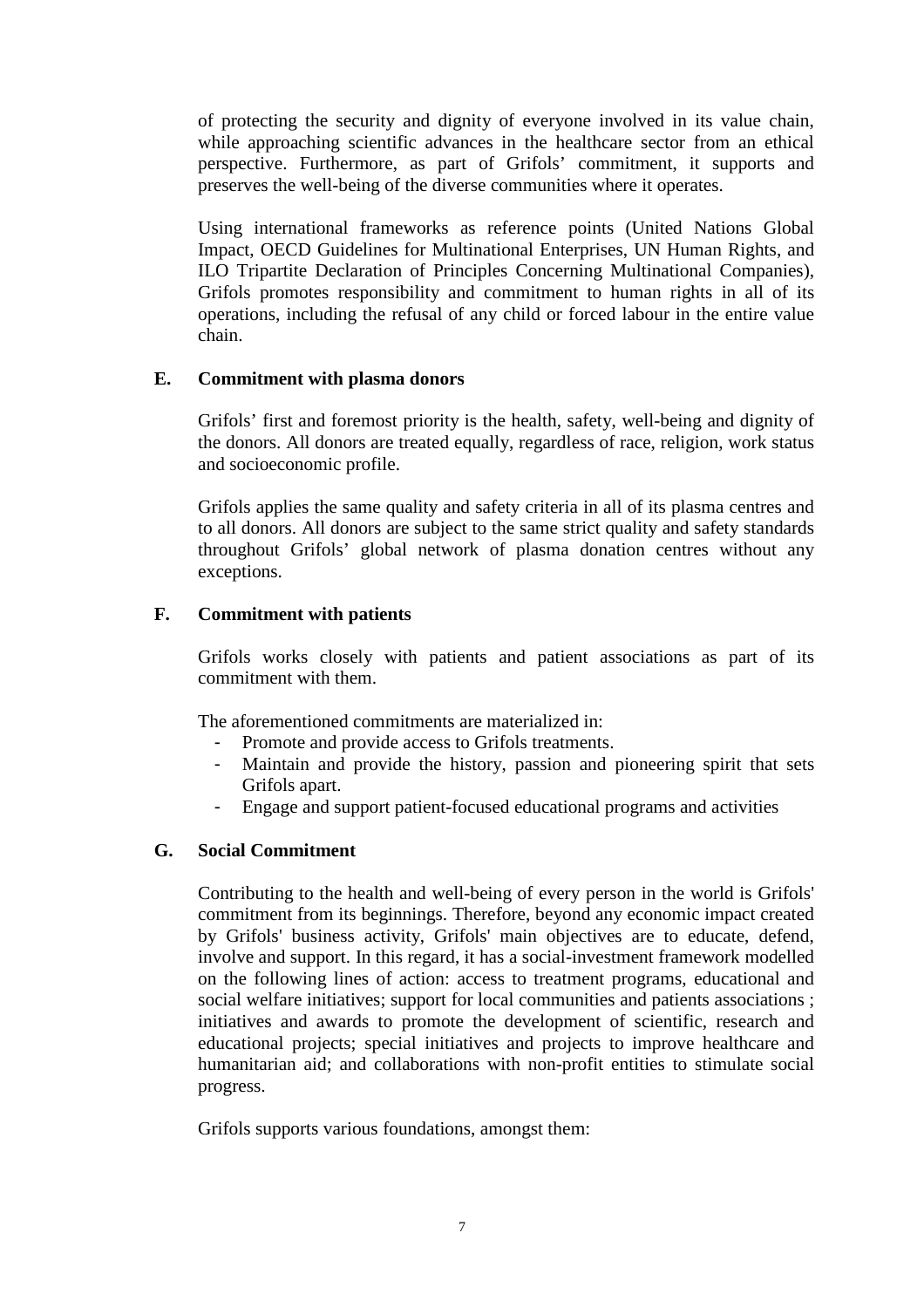of protecting the security and dignity of everyone involved in its value chain, while approaching scientific advances in the healthcare sector from an ethical perspective. Furthermore, as part of Grifols' commitment, it supports and preserves the well-being of the diverse communities where it operates.

Using international frameworks as reference points (United Nations Global Impact, OECD Guidelines for Multinational Enterprises, UN Human Rights, and ILO Tripartite Declaration of Principles Concerning Multinational Companies), Grifols promotes responsibility and commitment to human rights in all of its operations, including the refusal of any child or forced labour in the entire value chain.

## E. Commitment with plasma donors

Grifols' first and foremost priority is the health, safety, well-being and dignity of the donors. All donors are treated equally, regardless of race, religion, work status and socioeconomic profile.

Grifols applies the same quality and safety criteria in all of its plasma centres and to all donors. All donors are subject to the same strict quality and safety standards throughout Grifols' global network of plasma donation centres without any exceptions.

## F. Commitment with patients

Grifols works closely with patients and patient associations as part of its commitment with them.

The aforementioned commitments are materialized in:

- Promote and provide access to Grifols treatments.
- Maintain and provide the history, passion and pioneering spirit that sets Grifols apart.
- Engage and support patient-focused educational programs and activities

## G. Social Commitment

Contributing to the health and well-being of every person in the world is Grifols' commitment from its beginnings. Therefore, beyond any economic impact created by Grifols' business activity, Grifols' main objectives are to educate, defend, involve and support. In this regard, it has a social-investment framework modelled on the following lines of action: access to treatment programs, educational and social welfare initiatives; support for local communities and patients associations ; initiatives and awards to promote the development of scientific, research and educational projects; special initiatives and projects to improve healthcare and humanitarian aid; and collaborations with non-profit entities to stimulate social progress.

Grifols supports various foundations, amongst them: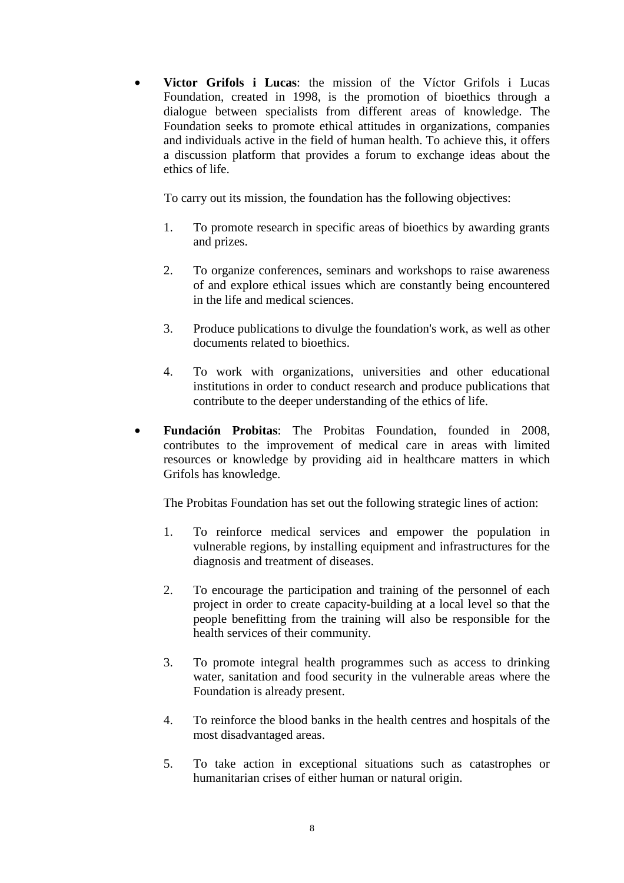- **Victor Grifols i Lucas**: the mission of the Víctor Grifols i Lucas Foundation, created in 1998, is the promotion of bioethics through a dialogue between specialists from different areas of knowledge. The Foundation seeks to promote ethical attitudes in organizations, companies and individuals active in the field of human health. To achieve this, it offers a discussion platform that provides a forum to exchange ideas about the ethics of life.

  To carry out its mission, the foundation has the following objectives:

  1. To promote research in specific areas of bioethics by awarding grants and prizes.

  2. To organize conferences, seminars and workshops to raise awareness of and explore ethical issues which are constantly being encountered in the life and medical sciences.

  3. Produce publications to divulge the foundation's work, as well as other documents related to bioethics.

  4. To work with organizations, universities and other educational institutions in order to conduct research and produce publications that contribute to the deeper understanding of the ethics of life.

- **Fundación Probitas**: The Probitas Foundation, founded in 2008, contributes to the improvement of medical care in areas with limited resources or knowledge by providing aid in healthcare matters in which Grifols has knowledge.

  The Probitas Foundation has set out the following strategic lines of action:

  1. To reinforce medical services and empower the population in vulnerable regions, by installing equipment and infrastructures for the diagnosis and treatment of diseases.

  2. To encourage the participation and training of the personnel of each project in order to create capacity-building at a local level so that the people benefitting from the training will also be responsible for the health services of their community.

  3. To promote integral health programmes such as access to drinking water, sanitation and food security in the vulnerable areas where the Foundation is already present.

  4. To reinforce the blood banks in the health centres and hospitals of the most disadvantaged areas.

  5. To take action in exceptional situations such as catastrophes or humanitarian crises of either human or natural origin.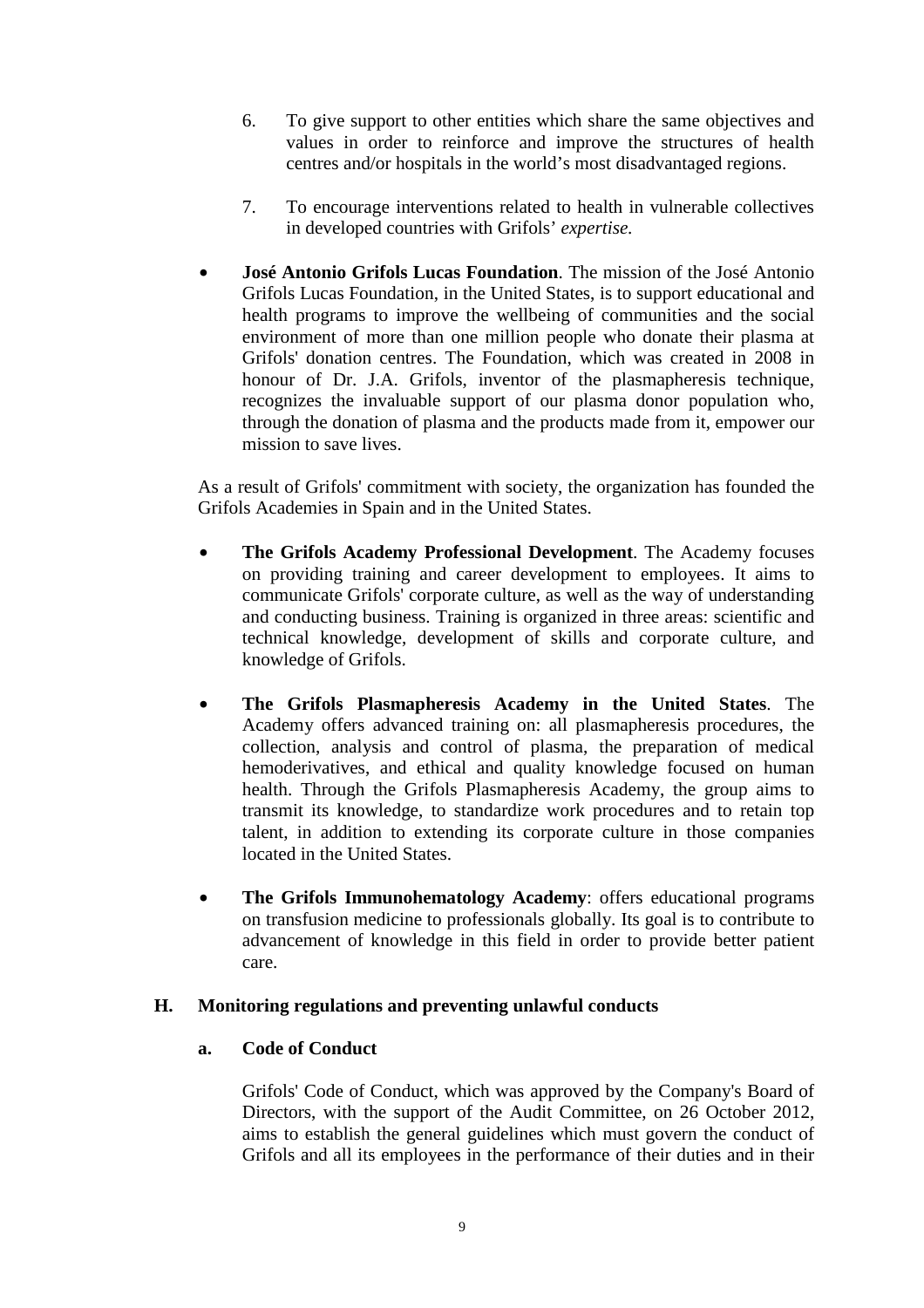6. To give support to other entities which share the same objectives and values in order to reinforce and improve the structures of health centres and/or hospitals in the world's most disadvantaged regions.

7. To encourage interventions related to health in vulnerable collectives in developed countries with Grifols' *expertise.*

- **José Antonio Grifols Lucas Foundation**. The mission of the José Antonio Grifols Lucas Foundation, in the United States, is to support educational and health programs to improve the wellbeing of communities and the social environment of more than one million people who donate their plasma at Grifols' donation centres. The Foundation, which was created in 2008 in honour of Dr. J.A. Grifols, inventor of the plasmapheresis technique, recognizes the invaluable support of our plasma donor population who, through the donation of plasma and the products made from it, empower our mission to save lives.

As a result of Grifols' commitment with society, the organization has founded the Grifols Academies in Spain and in the United States.

- **The Grifols Academy Professional Development**. The Academy focuses on providing training and career development to employees. It aims to communicate Grifols' corporate culture, as well as the way of understanding and conducting business. Training is organized in three areas: scientific and technical knowledge, development of skills and corporate culture, and knowledge of Grifols.

- **The Grifols Plasmapheresis Academy in the United States**. The Academy offers advanced training on: all plasmapheresis procedures, the collection, analysis and control of plasma, the preparation of medical hemoderivatives, and ethical and quality knowledge focused on human health. Through the Grifols Plasmapheresis Academy, the group aims to transmit its knowledge, to standardize work procedures and to retain top talent, in addition to extending its corporate culture in those companies located in the United States.

- **The Grifols Immunohematology Academy**: offers educational programs on transfusion medicine to professionals globally. Its goal is to contribute to advancement of knowledge in this field in order to provide better patient care.

## H. Monitoring regulations and preventing unlawful conducts

### a. Code of Conduct

Grifols' Code of Conduct, which was approved by the Company's Board of Directors, with the support of the Audit Committee, on 26 October 2012, aims to establish the general guidelines which must govern the conduct of Grifols and all its employees in the performance of their duties and in their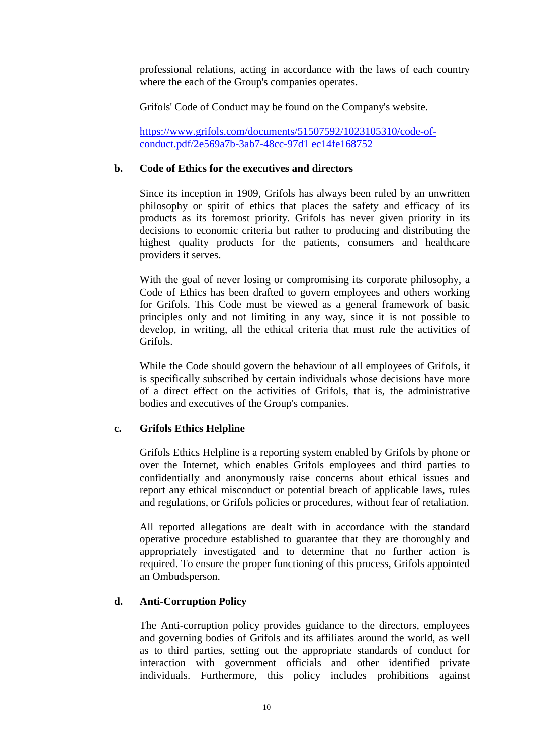professional relations, acting in accordance with the laws of each country where the each of the Group's companies operates.

Grifols' Code of Conduct may be found on the Company's website.

[https://www.grifols.com/documents/51507592/1023105310/code-of-conduct.pdf/2e569a7b-3ab7-48cc-97d1 ec14fe168752](https://www.grifols.com/documents/51507592/1023105310/code-of-conduct.pdf/2e569a7b-3ab7-48cc-97d1ec14fe168752)

**b. Code of Ethics for the executives and directors**

Since its inception in 1909, Grifols has always been ruled by an unwritten philosophy or spirit of ethics that places the safety and efficacy of its products as its foremost priority. Grifols has never given priority in its decisions to economic criteria but rather to producing and distributing the highest quality products for the patients, consumers and healthcare providers it serves.

With the goal of never losing or compromising its corporate philosophy, a Code of Ethics has been drafted to govern employees and others working for Grifols. This Code must be viewed as a general framework of basic principles only and not limiting in any way, since it is not possible to develop, in writing, all the ethical criteria that must rule the activities of Grifols.

While the Code should govern the behaviour of all employees of Grifols, it is specifically subscribed by certain individuals whose decisions have more of a direct effect on the activities of Grifols, that is, the administrative bodies and executives of the Group's companies.

**c. Grifols Ethics Helpline**

Grifols Ethics Helpline is a reporting system enabled by Grifols by phone or over the Internet, which enables Grifols employees and third parties to confidentially and anonymously raise concerns about ethical issues and report any ethical misconduct or potential breach of applicable laws, rules and regulations, or Grifols policies or procedures, without fear of retaliation.

All reported allegations are dealt with in accordance with the standard operative procedure established to guarantee that they are thoroughly and appropriately investigated and to determine that no further action is required. To ensure the proper functioning of this process, Grifols appointed an Ombudsperson.

**d. Anti-Corruption Policy**

The Anti-corruption policy provides guidance to the directors, employees and governing bodies of Grifols and its affiliates around the world, as well as to third parties, setting out the appropriate standards of conduct for interaction with government officials and other identified private individuals. Furthermore, this policy includes prohibitions against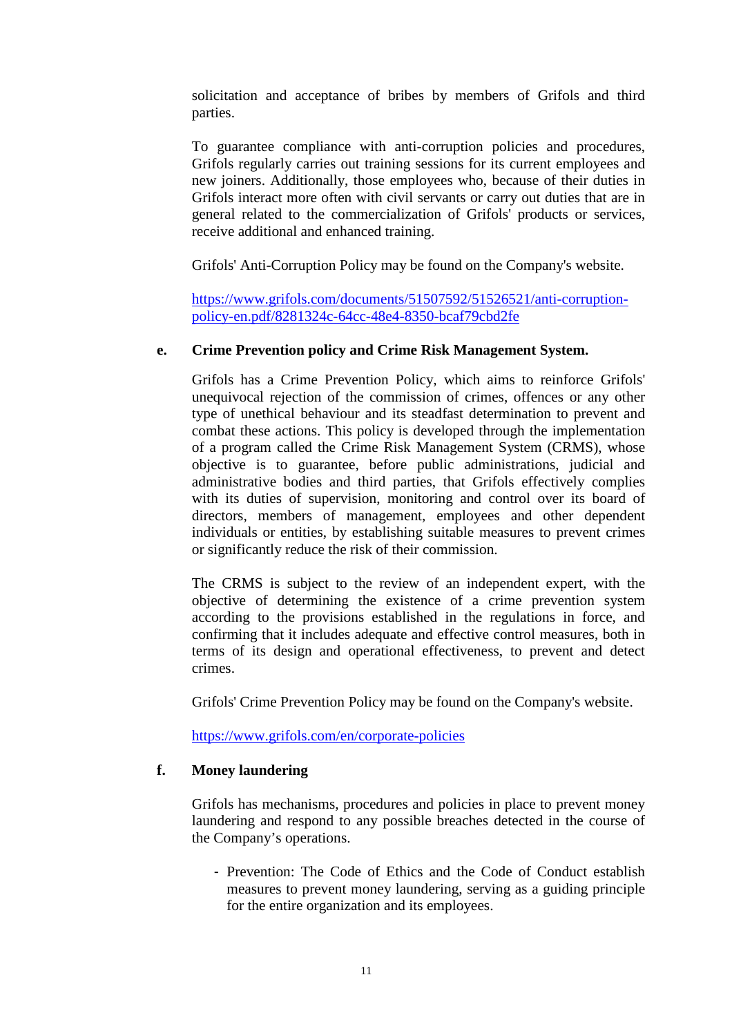solicitation and acceptance of bribes by members of Grifols and third parties.

To guarantee compliance with anti-corruption policies and procedures, Grifols regularly carries out training sessions for its current employees and new joiners. Additionally, those employees who, because of their duties in Grifols interact more often with civil servants or carry out duties that are in general related to the commercialization of Grifols' products or services, receive additional and enhanced training.

Grifols' Anti-Corruption Policy may be found on the Company's website.

https://www.grifols.com/documents/51507592/51526521/anti-corruption-policy-en.pdf/8281324c-64cc-48e4-8350-bcaf79cbd2fe

**e. Crime Prevention policy and Crime Risk Management System.**

Grifols has a Crime Prevention Policy, which aims to reinforce Grifols' unequivocal rejection of the commission of crimes, offences or any other type of unethical behaviour and its steadfast determination to prevent and combat these actions. This policy is developed through the implementation of a program called the Crime Risk Management System (CRMS), whose objective is to guarantee, before public administrations, judicial and administrative bodies and third parties, that Grifols effectively complies with its duties of supervision, monitoring and control over its board of directors, members of management, employees and other dependent individuals or entities, by establishing suitable measures to prevent crimes or significantly reduce the risk of their commission.

The CRMS is subject to the review of an independent expert, with the objective of determining the existence of a crime prevention system according to the provisions established in the regulations in force, and confirming that it includes adequate and effective control measures, both in terms of its design and operational effectiveness, to prevent and detect crimes.

Grifols' Crime Prevention Policy may be found on the Company's website.

https://www.grifols.com/en/corporate-policies

**f. Money laundering**

Grifols has mechanisms, procedures and policies in place to prevent money laundering and respond to any possible breaches detected in the course of the Company's operations.

- Prevention: The Code of Ethics and the Code of Conduct establish measures to prevent money laundering, serving as a guiding principle for the entire organization and its employees.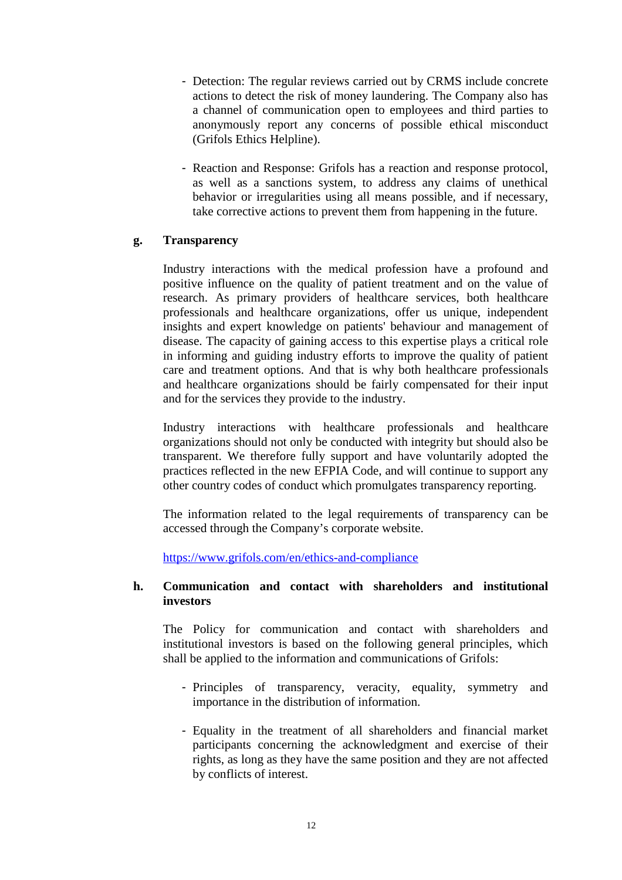- Detection: The regular reviews carried out by CRMS include concrete actions to detect the risk of money laundering. The Company also has a channel of communication open to employees and third parties to anonymously report any concerns of possible ethical misconduct (Grifols Ethics Helpline).

- Reaction and Response: Grifols has a reaction and response protocol, as well as a sanctions system, to address any claims of unethical behavior or irregularities using all means possible, and if necessary, take corrective actions to prevent them from happening in the future.

**g. Transparency**

Industry interactions with the medical profession have a profound and positive influence on the quality of patient treatment and on the value of research. As primary providers of healthcare services, both healthcare professionals and healthcare organizations, offer us unique, independent insights and expert knowledge on patients' behaviour and management of disease. The capacity of gaining access to this expertise plays a critical role in informing and guiding industry efforts to improve the quality of patient care and treatment options. And that is why both healthcare professionals and healthcare organizations should be fairly compensated for their input and for the services they provide to the industry.

Industry interactions with healthcare professionals and healthcare organizations should not only be conducted with integrity but should also be transparent. We therefore fully support and have voluntarily adopted the practices reflected in the new EFPIA Code, and will continue to support any other country codes of conduct which promulgates transparency reporting.

The information related to the legal requirements of transparency can be accessed through the Company's corporate website.

https://www.grifols.com/en/ethics-and-compliance

**h. Communication and contact with shareholders and institutional investors**

The Policy for communication and contact with shareholders and institutional investors is based on the following general principles, which shall be applied to the information and communications of Grifols:

- Principles of transparency, veracity, equality, symmetry and importance in the distribution of information.

- Equality in the treatment of all shareholders and financial market participants concerning the acknowledgment and exercise of their rights, as long as they have the same position and they are not affected by conflicts of interest.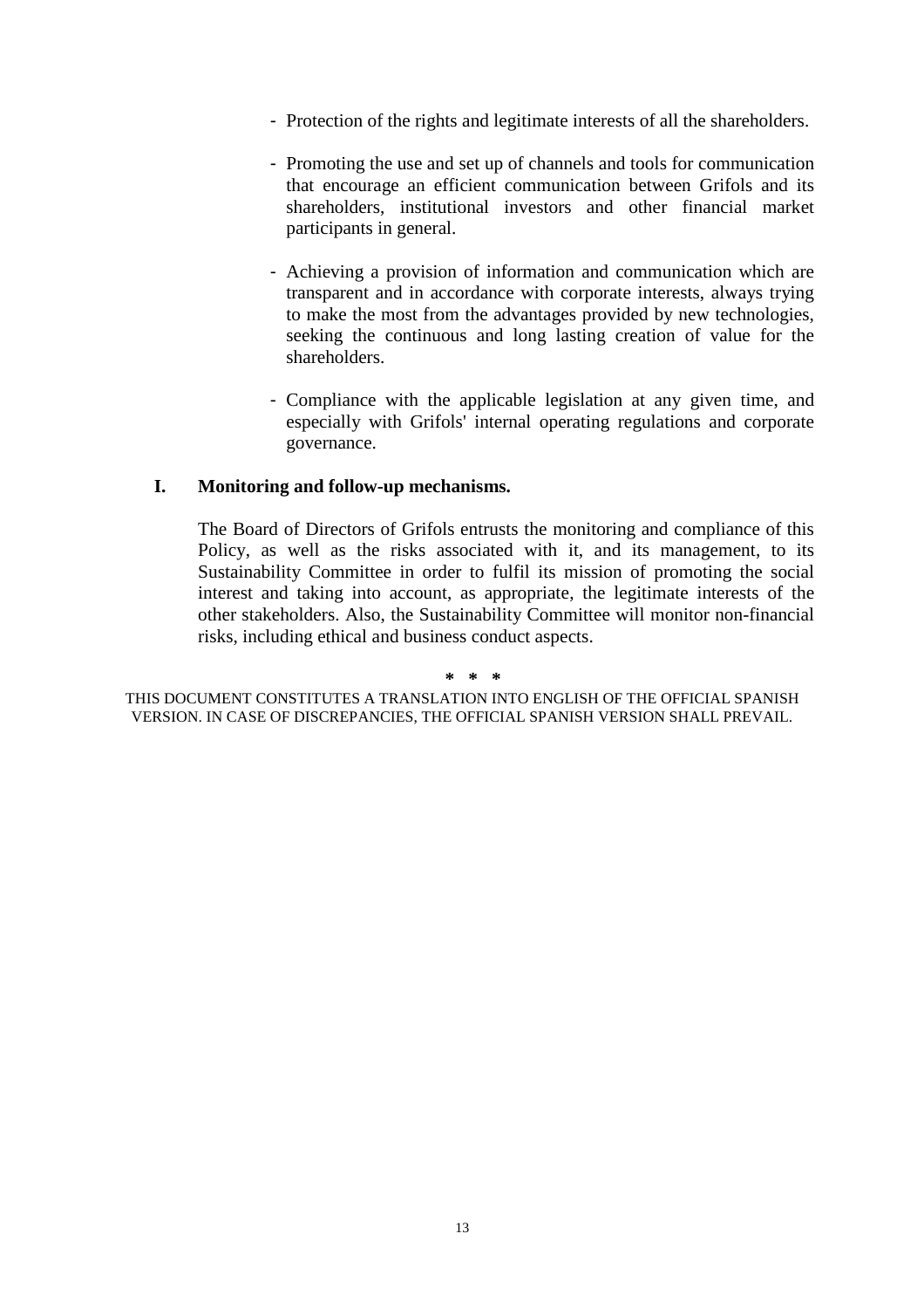- Protection of the rights and legitimate interests of all the shareholders.

- Promoting the use and set up of channels and tools for communication that encourage an efficient communication between Grifols and its shareholders, institutional investors and other financial market participants in general.

- Achieving a provision of information and communication which are transparent and in accordance with corporate interests, always trying to make the most from the advantages provided by new technologies, seeking the continuous and long lasting creation of value for the shareholders.

- Compliance with the applicable legislation at any given time, and especially with Grifols' internal operating regulations and corporate governance.

## I. Monitoring and follow-up mechanisms.

The Board of Directors of Grifols entrusts the monitoring and compliance of this Policy, as well as the risks associated with it, and its management, to its Sustainability Committee in order to fulfil its mission of promoting the social interest and taking into account, as appropriate, the legitimate interests of the other stakeholders. Also, the Sustainability Committee will monitor non-financial risks, including ethical and business conduct aspects.

**\* \* \***

THIS DOCUMENT CONSTITUTES A TRANSLATION INTO ENGLISH OF THE OFFICIAL SPANISH VERSION. IN CASE OF DISCREPANCIES, THE OFFICIAL SPANISH VERSION SHALL PREVAIL.